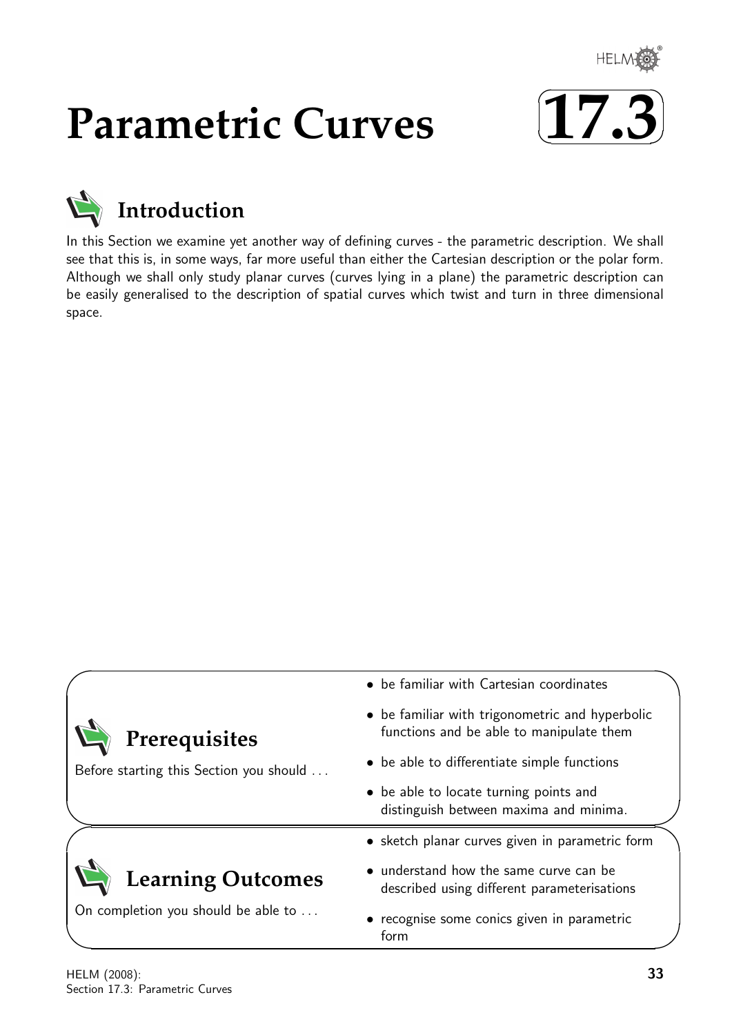# Parametric Curves

# 17.3

## Introduction

In this Section we examine yet another way of defining curves - the parametric description. We shall see that this is, in some ways, far more useful than either the Cartesian description or the polar form. Although we shall only study planar curves (curves lying in a plane) the parametric description can be easily generalised to the description of spatial curves which twist and turn in three dimensional space.

## Prerequisites

Before starting this Section you should ...

- be familiar with Cartesian coordinates
- be familiar with trigonometric and hyperbolic functions and be able to manipulate them
- be able to differentiate simple functions
- be able to locate turning points and distinguish between maxima and minima.

## Learning Outcomes

On completion you should be able to ...

- sketch planar curves given in parametric form
- understand how the same curve can be described using different parameterisations
- recognise some conics given in parametric form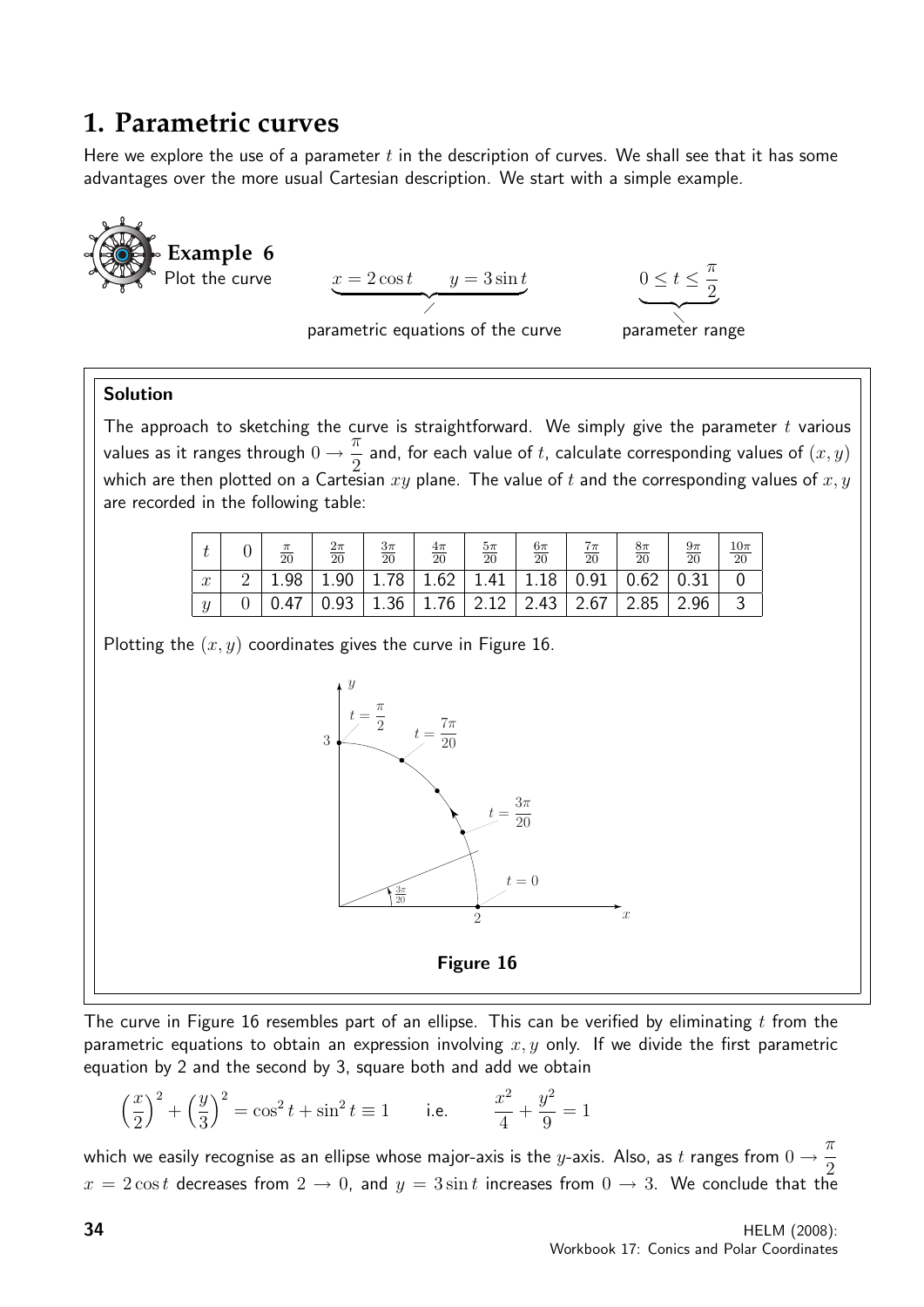# 1. Parametric curves

Here we explore the use of a parameter $t$ in the description of curves. We shall see that it has some advantages over the more usual Cartesian description. We start with a simple example.

**Example 6**

Plot the curve $\underbrace{x = 2\cos t \qquad y = 3\sin t}_{\text{parametric equations of the curve}}$ $\qquad \underbrace{0 \leq t \leq \frac{\pi}{2}}_{\text{parameter range}}$

**Solution**

The approach to sketching the curve is straightforward. We simply give the parameter $t$ various values as it ranges through $0 \rightarrow \frac{\pi}{2}$ and, for each value of $t$, calculate corresponding values of $(x, y)$ which are then plotted on a Cartesian $xy$ plane. The value of $t$ and the corresponding values of $x, y$ are recorded in the following table:

| $t$ | $0$ | $\frac{\pi}{20}$ | $\frac{2\pi}{20}$ | $\frac{3\pi}{20}$ | $\frac{4\pi}{20}$ | $\frac{5\pi}{20}$ | $\frac{6\pi}{20}$ | $\frac{7\pi}{20}$ | $\frac{8\pi}{20}$ | $\frac{9\pi}{20}$ | $\frac{10\pi}{20}$ |
|---|---|---|---|---|---|---|---|---|---|---|---|
| $x$ | 2 | 1.98 | 1.90 | 1.78 | 1.62 | 1.41 | 1.18 | 0.91 | 0.62 | 0.31 | 0 |
| $y$ | 0 | 0.47 | 0.93 | 1.36 | 1.76 | 2.12 | 2.43 | 2.67 | 2.85 | 2.96 | 3 |

Plotting the $(x, y)$ coordinates gives the curve in Figure 16.

**Figure 16**

The curve in Figure 16 resembles part of an ellipse. This can be verified by eliminating $t$ from the parametric equations to obtain an expression involving $x, y$ only. If we divide the first parametric equation by 2 and the second by 3, square both and add we obtain

$$\left(\frac{x}{2}\right)^2 + \left(\frac{y}{3}\right)^2 = \cos^2 t + \sin^2 t \equiv 1 \qquad \text{i.e.} \qquad \frac{x^2}{4} + \frac{y^2}{9} = 1$$

which we easily recognise as an ellipse whose major-axis is the $y$-axis. Also, as $t$ ranges from $0 \rightarrow \frac{\pi}{2}$ $x = 2\cos t$ decreases from $2 \rightarrow 0$, and $y = 3\sin t$ increases from $0 \rightarrow 3$. We conclude that the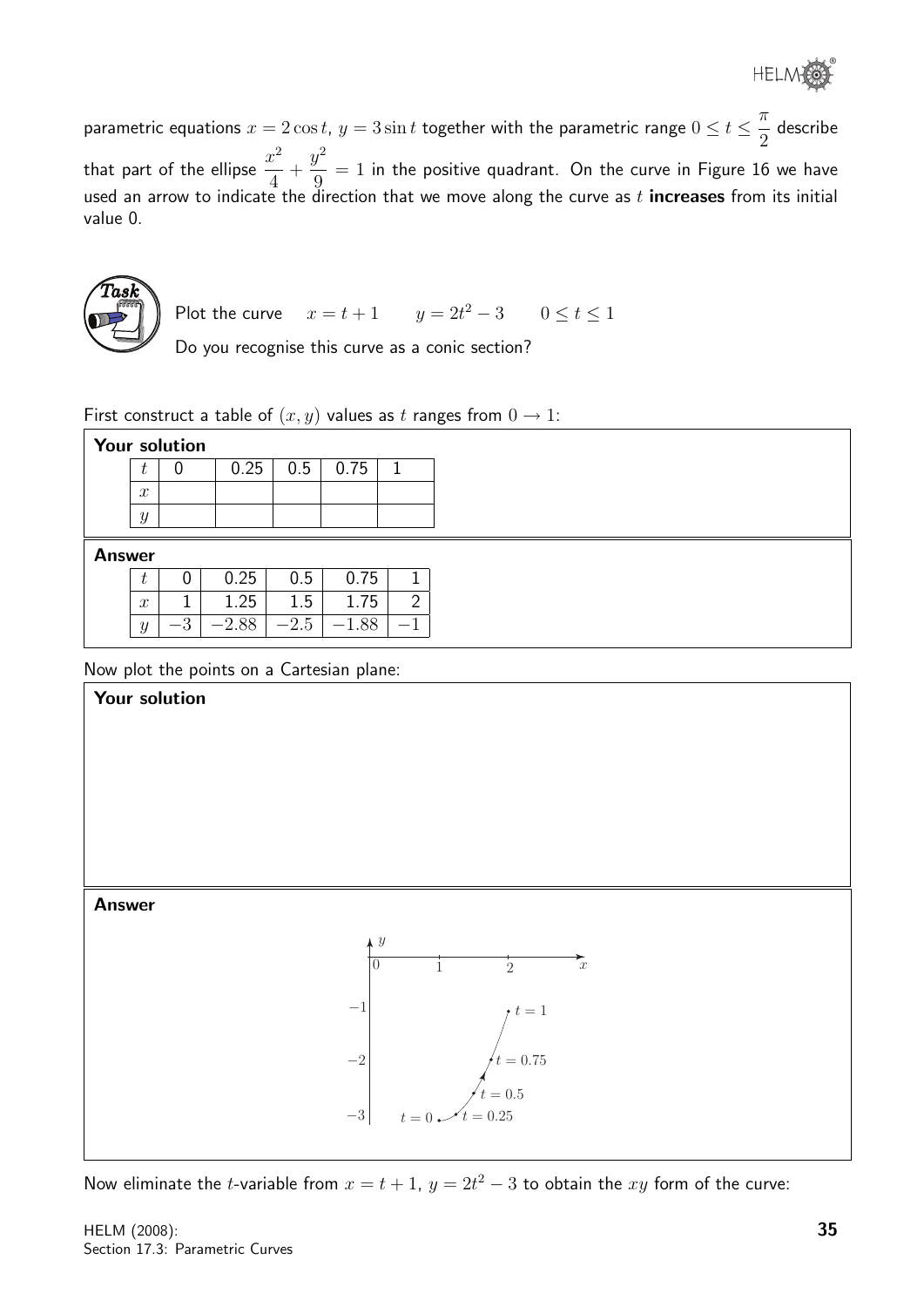parametric equations $x = 2\cos t$, $y = 3\sin t$ together with the parametric range $0 \leq t \leq \dfrac{\pi}{2}$ describe that part of the ellipse $\dfrac{x^2}{4} + \dfrac{y^2}{9} = 1$ in the positive quadrant. On the curve in Figure 16 we have used an arrow to indicate the direction that we move along the curve as $t$ **increases** from its initial value 0.

**Task**

Plot the curve $\quad x = t + 1 \qquad y = 2t^2 - 3 \qquad 0 \leq t \leq 1$

Do you recognise this curve as a conic section?

First construct a table of $(x, y)$ values as $t$ ranges from $0 \to 1$:

**Your solution**

| $t$ | 0 | 0.25 | 0.5 | 0.75 | 1 |
|---|---|---|---|---|---|
| $x$ | | | | | |
| $y$ | | | | | |

**Answer**

| $t$ | 0 | 0.25 | 0.5 | 0.75 | 1 |
|---|---|---|---|---|---|
| $x$ | 1 | 1.25 | 1.5 | 1.75 | 2 |
| $y$ | $-3$ | $-2.88$ | $-2.5$ | $-1.88$ | $-1$ |

Now plot the points on a Cartesian plane:

**Your solution**

**Answer**

Now eliminate the $t$-variable from $x = t + 1$, $y = 2t^2 - 3$ to obtain the $xy$ form of the curve: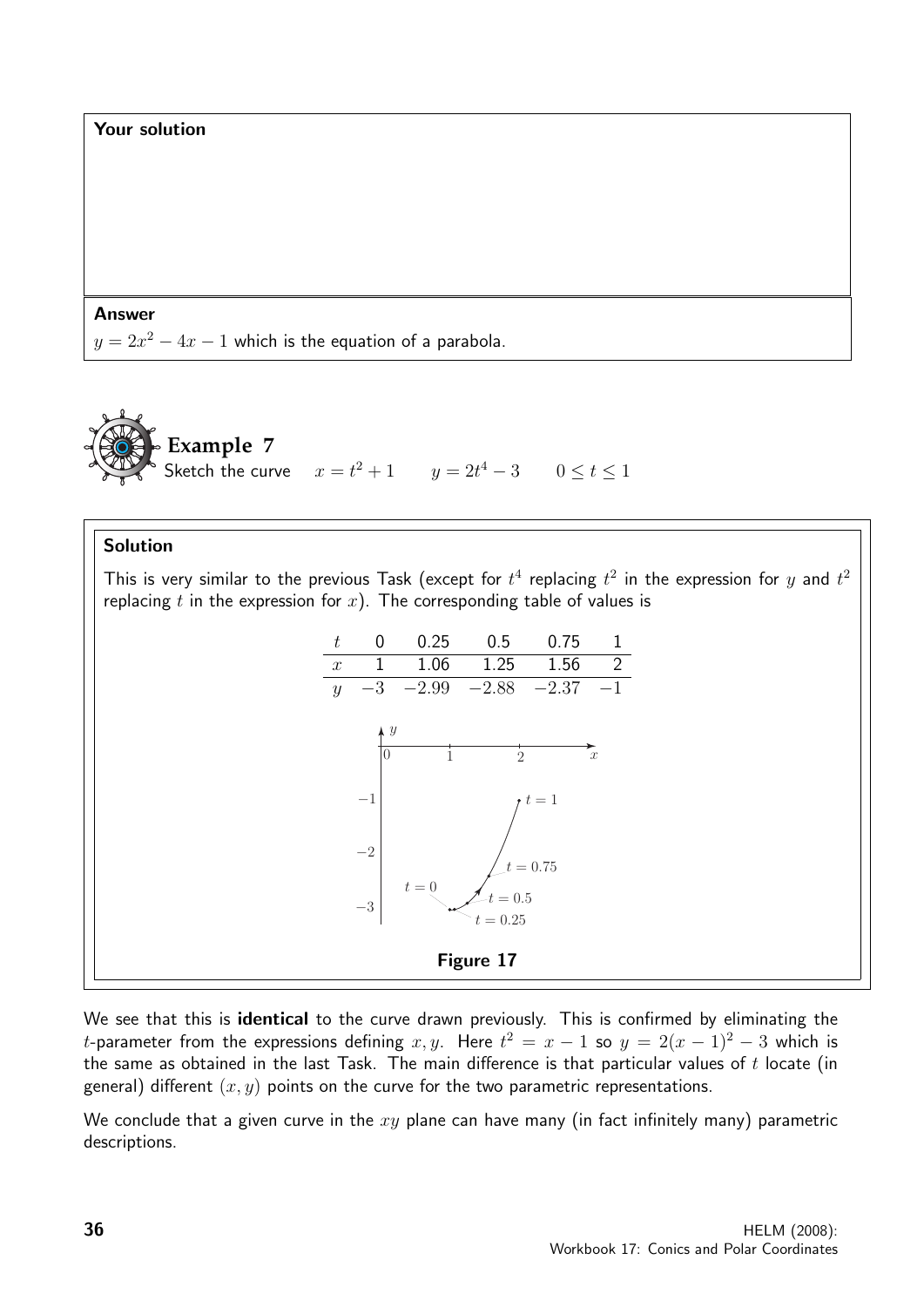**Your solution**

**Answer**

$y = 2x^2 - 4x - 1$ which is the equation of a parabola.

## Example 7

Sketch the curve $\quad x = t^2 + 1 \qquad y = 2t^4 - 3 \qquad 0 \leq t \leq 1$

**Solution**

This is very similar to the previous Task (except for $t^4$ replacing $t^2$ in the expression for $y$ and $t^2$ replacing $t$ in the expression for $x$). The corresponding table of values is

| $t$ | 0 | 0.25 | 0.5 | 0.75 | 1 |
|---|---|---|---|---|---|
| $x$ | 1 | 1.06 | 1.25 | 1.56 | 2 |
| $y$ | $-3$ | $-2.99$ | $-2.88$ | $-2.37$ | $-1$ |

**Figure 17**

We see that this is **identical** to the curve drawn previously. This is confirmed by eliminating the $t$-parameter from the expressions defining $x, y$. Here $t^2 = x - 1$ so $y = 2(x-1)^2 - 3$ which is the same as obtained in the last Task. The main difference is that particular values of $t$ locate (in general) different $(x, y)$ points on the curve for the two parametric representations.

We conclude that a given curve in the $xy$ plane can have many (in fact infinitely many) parametric descriptions.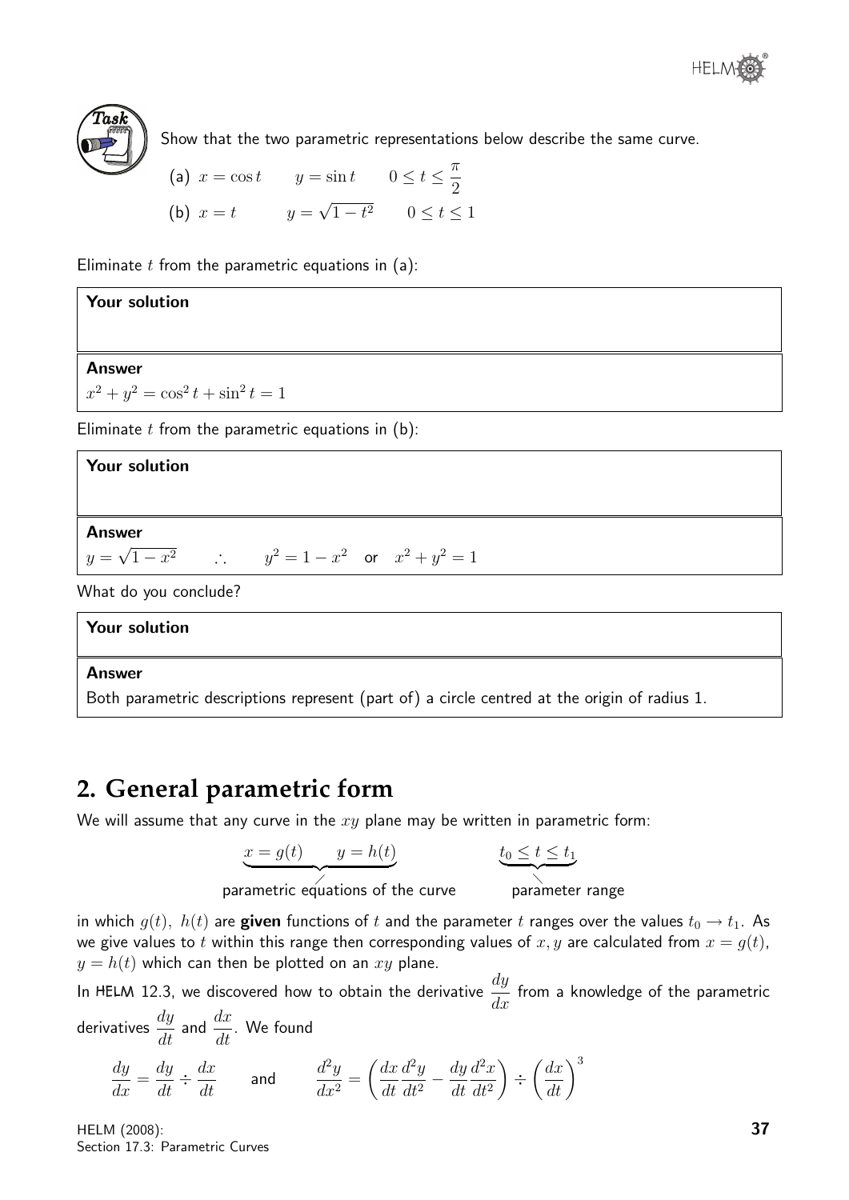**Task**

Show that the two parametric representations below describe the same curve.

(a) $x = \cos t \qquad y = \sin t \qquad 0 \leq t \leq \dfrac{\pi}{2}$

(b) $x = t \qquad y = \sqrt{1-t^2} \qquad 0 \leq t \leq 1$

Eliminate $t$ from the parametric equations in (a):

**Your solution**

**Answer**

$x^2 + y^2 = \cos^2 t + \sin^2 t = 1$

Eliminate $t$ from the parametric equations in (b):

**Your solution**

**Answer**

$y = \sqrt{1-x^2} \qquad \therefore \qquad y^2 = 1 - x^2 \quad \text{or} \quad x^2 + y^2 = 1$

What do you conclude?

**Your solution**

**Answer**

Both parametric descriptions represent (part of) a circle centred at the origin of radius 1.

## 2. General parametric form

We will assume that any curve in the $xy$ plane may be written in parametric form:

$$\underbrace{x = g(t) \qquad y = h(t)}_{\text{parametric equations of the curve}} \qquad\qquad \underbrace{t_0 \leq t \leq t_1}_{\text{parameter range}}$$

in which $g(t),\ h(t)$ are **given** functions of $t$ and the parameter $t$ ranges over the values $t_0 \rightarrow t_1$. As we give values to $t$ within this range then corresponding values of $x, y$ are calculated from $x = g(t)$, $y = h(t)$ which can then be plotted on an $xy$ plane.

In HELM 12.3, we discovered how to obtain the derivative $\dfrac{dy}{dx}$ from a knowledge of the parametric derivatives $\dfrac{dy}{dt}$ and $\dfrac{dx}{dt}$. We found

$$\frac{dy}{dx} = \frac{dy}{dt} \div \frac{dx}{dt} \qquad \text{and} \qquad \frac{d^2y}{dx^2} = \left(\frac{dx}{dt}\frac{d^2y}{dt^2} - \frac{dy}{dt}\frac{d^2x}{dt^2}\right) \div \left(\frac{dx}{dt}\right)^3$$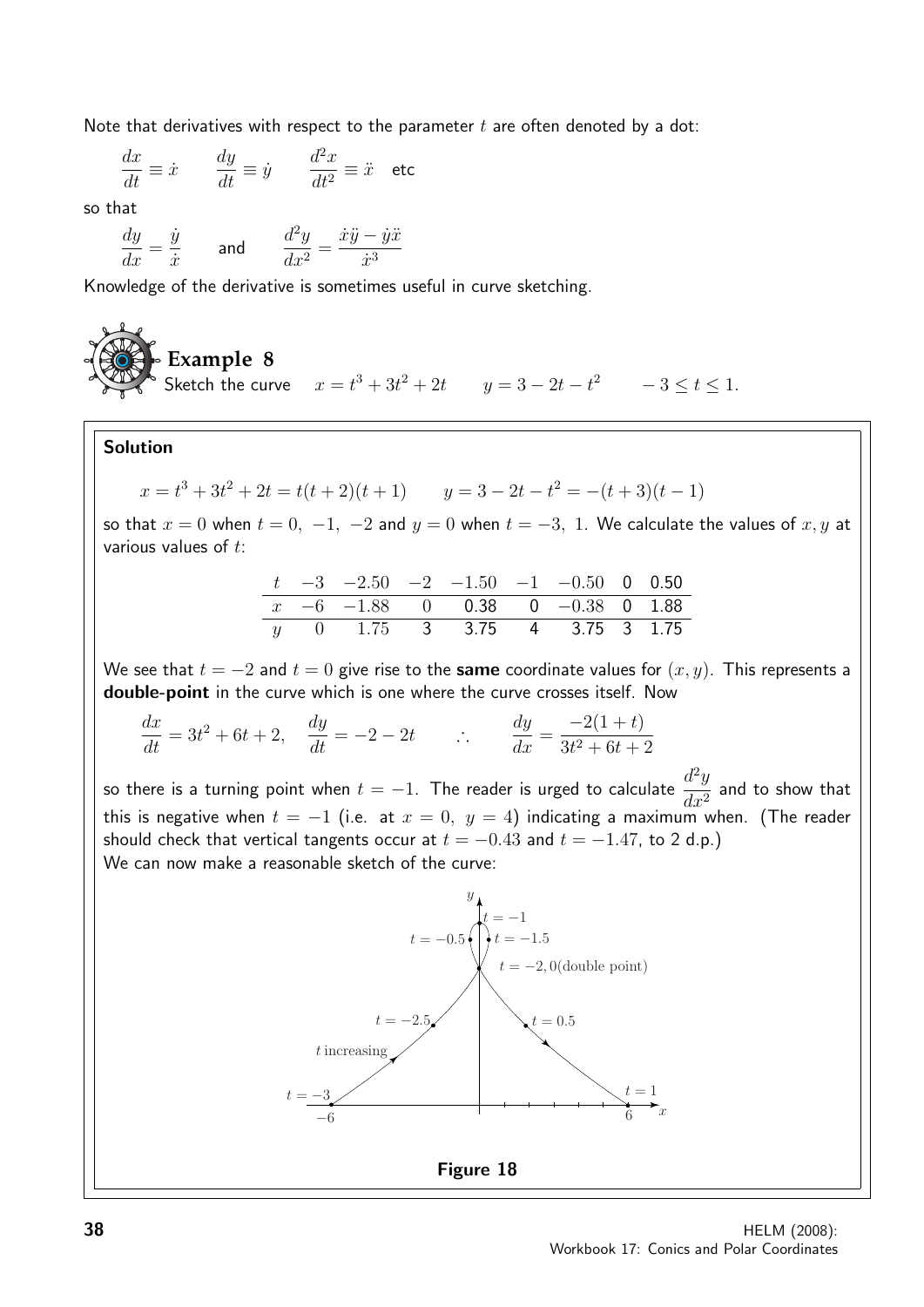Note that derivatives with respect to the parameter $t$ are often denoted by a dot:

$$\frac{dx}{dt} \equiv \dot{x} \qquad \frac{dy}{dt} \equiv \dot{y} \qquad \frac{d^2x}{dt^2} \equiv \ddot{x} \quad \text{etc}$$

so that

$$\frac{dy}{dx} = \frac{\dot{y}}{\dot{x}} \qquad \text{and} \qquad \frac{d^2y}{dx^2} = \frac{\dot{x}\ddot{y} - \dot{y}\ddot{x}}{\dot{x}^3}$$

Knowledge of the derivative is sometimes useful in curve sketching.

## Example 8

Sketch the curve $\quad x = t^3 + 3t^2 + 2t \qquad y = 3 - 2t - t^2 \qquad -3 \leq t \leq 1.$

### Solution

$$x = t^3 + 3t^2 + 2t = t(t+2)(t+1) \qquad y = 3 - 2t - t^2 = -(t+3)(t-1)$$

so that $x = 0$ when $t = 0,\ -1,\ -2$ and $y = 0$ when $t = -3,\ 1$. We calculate the values of $x, y$ at various values of $t$:

| $t$ | $-3$ | $-2.50$ | $-2$ | $-1.50$ | $-1$ | $-0.50$ | 0 | 0.50 |
|---|---|---|---|---|---|---|---|---|
| $x$ | $-6$ | $-1.88$ | 0 | 0.38 | 0 | $-0.38$ | 0 | 1.88 |
| $y$ | 0 | 1.75 | 3 | 3.75 | 4 | 3.75 | 3 | 1.75 |

We see that $t = -2$ and $t = 0$ give rise to the **same** coordinate values for $(x, y)$. This represents a **double-point** in the curve which is one where the curve crosses itself. Now

$$\frac{dx}{dt} = 3t^2 + 6t + 2, \quad \frac{dy}{dt} = -2 - 2t \qquad \therefore \qquad \frac{dy}{dx} = \frac{-2(1+t)}{3t^2 + 6t + 2}$$

so there is a turning point when $t = -1$. The reader is urged to calculate $\dfrac{d^2y}{dx^2}$ and to show that this is negative when $t = -1$ (i.e. at $x = 0,\ y = 4$) indicating a maximum when. (The reader should check that vertical tangents occur at $t = -0.43$ and $t = -1.47$, to 2 d.p.)

We can now make a reasonable sketch of the curve:

**Figure 18**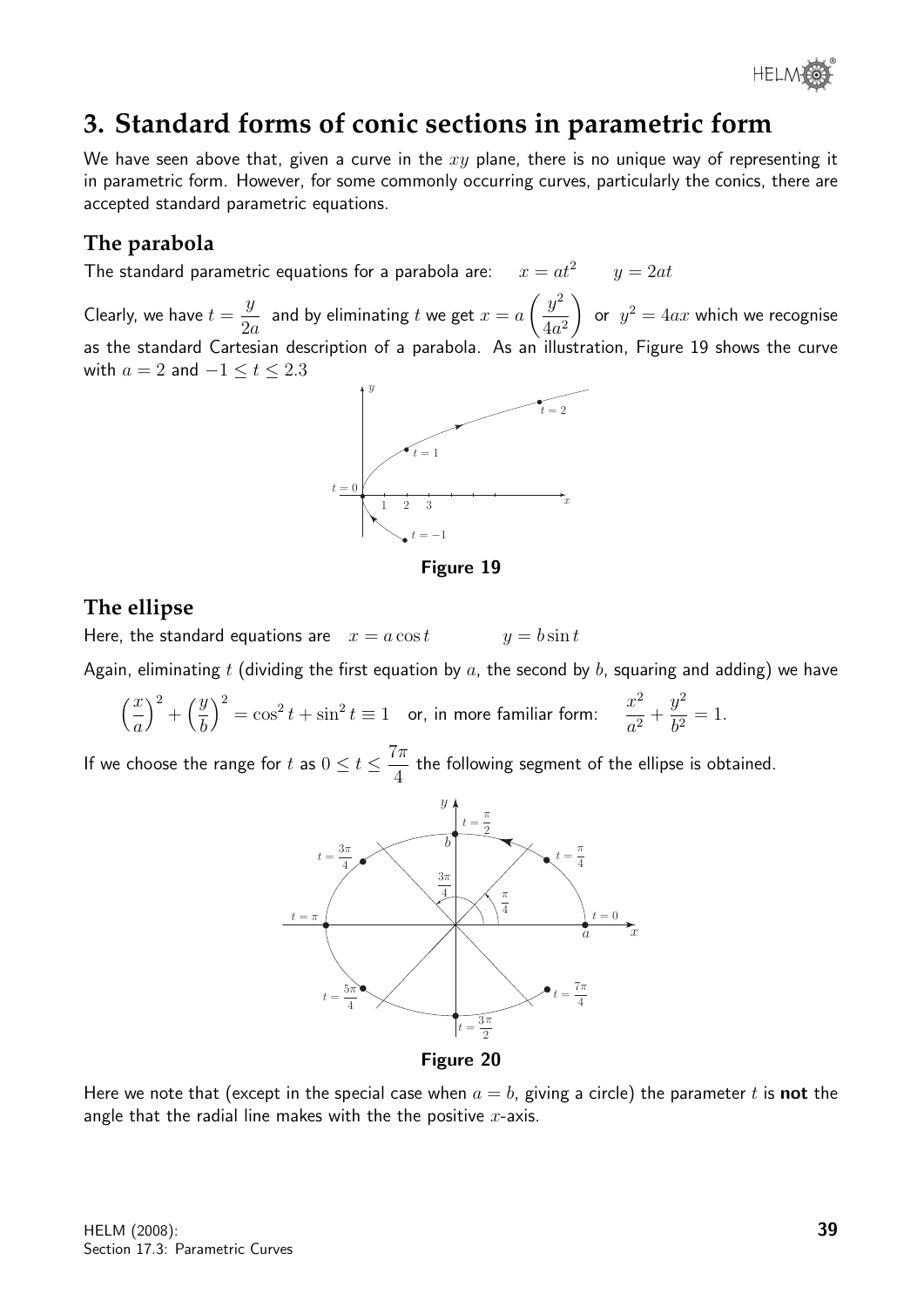## 3. Standard forms of conic sections in parametric form

We have seen above that, given a curve in the $xy$ plane, there is no unique way of representing it in parametric form. However, for some commonly occurring curves, particularly the conics, there are accepted standard parametric equations.

### The parabola

The standard parametric equations for a parabola are: $\quad x = at^2 \qquad y = 2at$

Clearly, we have $t = \dfrac{y}{2a}$ and by eliminating $t$ we get $x = a\left(\dfrac{y^2}{4a^2}\right)$ or $y^2 = 4ax$ which we recognise as the standard Cartesian description of a parabola. As an illustration, Figure 19 shows the curve with $a = 2$ and $-1 \le t \le 2.3$

**Figure 19**

### The ellipse

Here, the standard equations are $\quad x = a\cos t \qquad\qquad y = b\sin t$

Again, eliminating $t$ (dividing the first equation by $a$, the second by $b$, squaring and adding) we have

$$\left(\frac{x}{a}\right)^2 + \left(\frac{y}{b}\right)^2 = \cos^2 t + \sin^2 t \equiv 1 \quad \text{or, in more familiar form:} \quad \frac{x^2}{a^2} + \frac{y^2}{b^2} = 1.$$

If we choose the range for $t$ as $0 \le t \le \dfrac{7\pi}{4}$ the following segment of the ellipse is obtained.

**Figure 20**

Here we note that (except in the special case when $a = b$, giving a circle) the parameter $t$ is **not** the angle that the radial line makes with the the positive $x$-axis.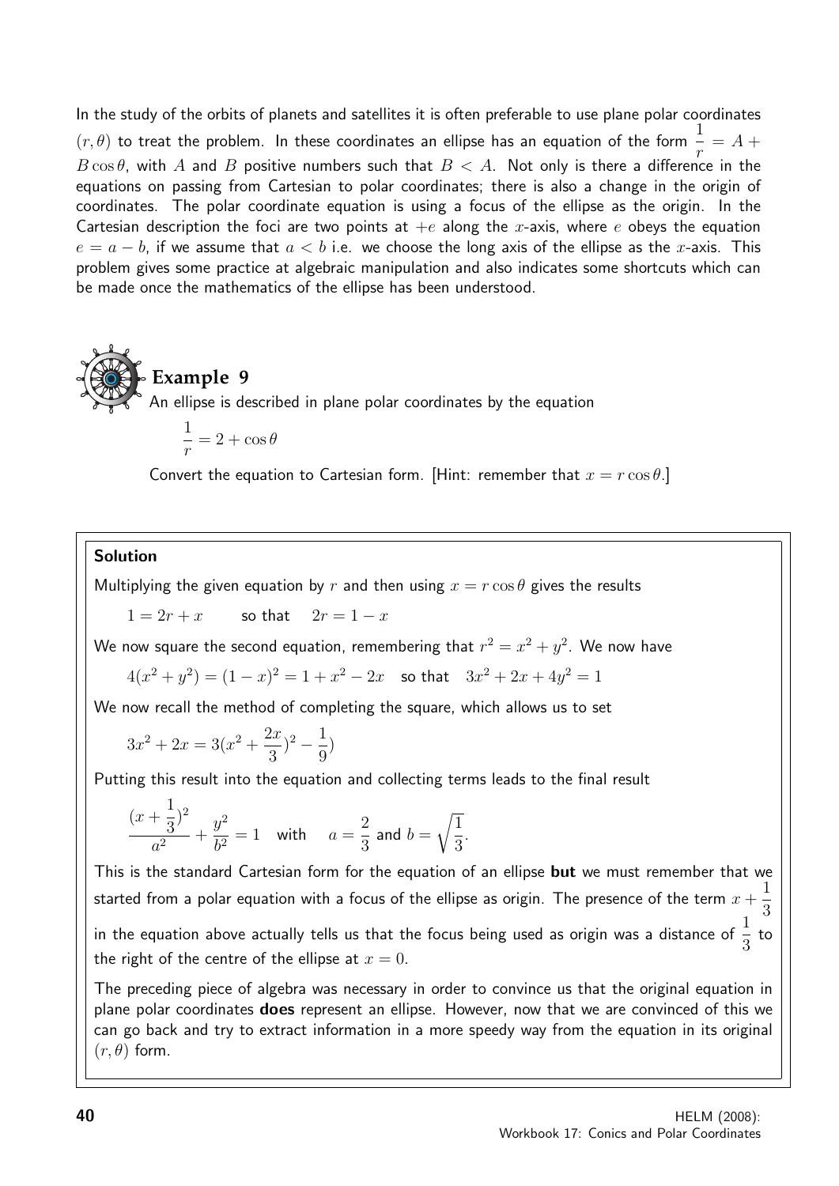In the study of the orbits of planets and satellites it is often preferable to use plane polar coordinates $(r, \theta)$ to treat the problem. In these coordinates an ellipse has an equation of the form $\dfrac{1}{r} = A + B\cos\theta$, with $A$ and $B$ positive numbers such that $B < A$. Not only is there a difference in the equations on passing from Cartesian to polar coordinates; there is also a change in the origin of coordinates. The polar coordinate equation is using a focus of the ellipse as the origin. In the Cartesian description the foci are two points at $+e$ along the $x$-axis, where $e$ obeys the equation $e = a - b$, if we assume that $a < b$ i.e. we choose the long axis of the ellipse as the $x$-axis. This problem gives some practice at algebraic manipulation and also indicates some shortcuts which can be made once the mathematics of the ellipse has been understood.

## Example 9

An ellipse is described in plane polar coordinates by the equation

$$\frac{1}{r} = 2 + \cos\theta$$

Convert the equation to Cartesian form. [Hint: remember that $x = r\cos\theta$.]

### Solution

Multiplying the given equation by $r$ and then using $x = r\cos\theta$ gives the results

$$1 = 2r + x \qquad \text{so that} \quad 2r = 1 - x$$

We now square the second equation, remembering that $r^2 = x^2 + y^2$. We now have

$$4(x^2 + y^2) = (1 - x)^2 = 1 + x^2 - 2x \quad \text{so that} \quad 3x^2 + 2x + 4y^2 = 1$$

We now recall the method of completing the square, which allows us to set

$$3x^2 + 2x = 3(x^2 + \frac{2x}{3})^2 - \frac{1}{9})$$

Putting this result into the equation and collecting terms leads to the final result

$$\frac{(x + \frac{1}{3})^2}{a^2} + \frac{y^2}{b^2} = 1 \quad \text{with} \quad a = \frac{2}{3} \text{ and } b = \sqrt{\frac{1}{3}}.$$

This is the standard Cartesian form for the equation of an ellipse **but** we must remember that we started from a polar equation with a focus of the ellipse as origin. The presence of the term $x + \frac{1}{3}$ in the equation above actually tells us that the focus being used as origin was a distance of $\frac{1}{3}$ to the right of the centre of the ellipse at $x = 0$.

The preceding piece of algebra was necessary in order to convince us that the original equation in plane polar coordinates **does** represent an ellipse. However, now that we are convinced of this we can go back and try to extract information in a more speedy way from the equation in its original $(r, \theta)$ form.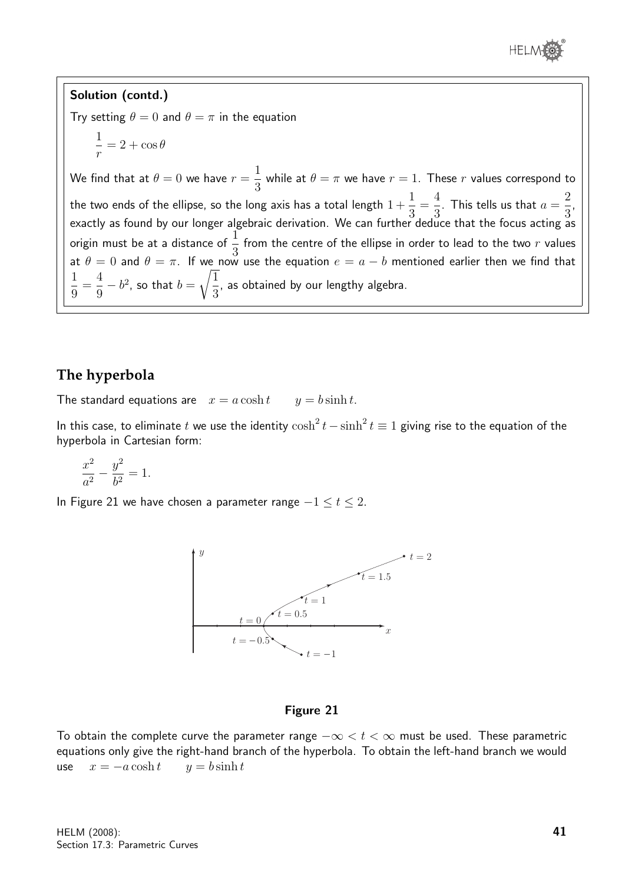**Solution (contd.)**

Try setting $\theta = 0$ and $\theta = \pi$ in the equation

$$\frac{1}{r} = 2 + \cos\theta$$

We find that at $\theta = 0$ we have $r = \dfrac{1}{3}$ while at $\theta = \pi$ we have $r = 1$. These $r$ values correspond to the two ends of the ellipse, so the long axis has a total length $1 + \dfrac{1}{3} = \dfrac{4}{3}$. This tells us that $a = \dfrac{2}{3}$, exactly as found by our longer algebraic derivation. We can further deduce that the focus acting as origin must be at a distance of $\dfrac{1}{3}$ from the centre of the ellipse in order to lead to the two $r$ values at $\theta = 0$ and $\theta = \pi$. If we now use the equation $e = a - b$ mentioned earlier then we find that $\dfrac{1}{9} = \dfrac{4}{9} - b^2$, so that $b = \sqrt{\dfrac{1}{3}}$, as obtained by our lengthy algebra.

## The hyperbola

The standard equations are $\quad x = a\cosh t \qquad y = b\sinh t.$

In this case, to eliminate $t$ we use the identity $\cosh^2 t - \sinh^2 t \equiv 1$ giving rise to the equation of the hyperbola in Cartesian form:

$$\frac{x^2}{a^2} - \frac{y^2}{b^2} = 1.$$

In Figure 21 we have chosen a parameter range $-1 \leq t \leq 2$.

**Figure 21**

To obtain the complete curve the parameter range $-\infty < t < \infty$ must be used. These parametric equations only give the right-hand branch of the hyperbola. To obtain the left-hand branch we would use $\quad x = -a\cosh t \qquad y = b\sinh t$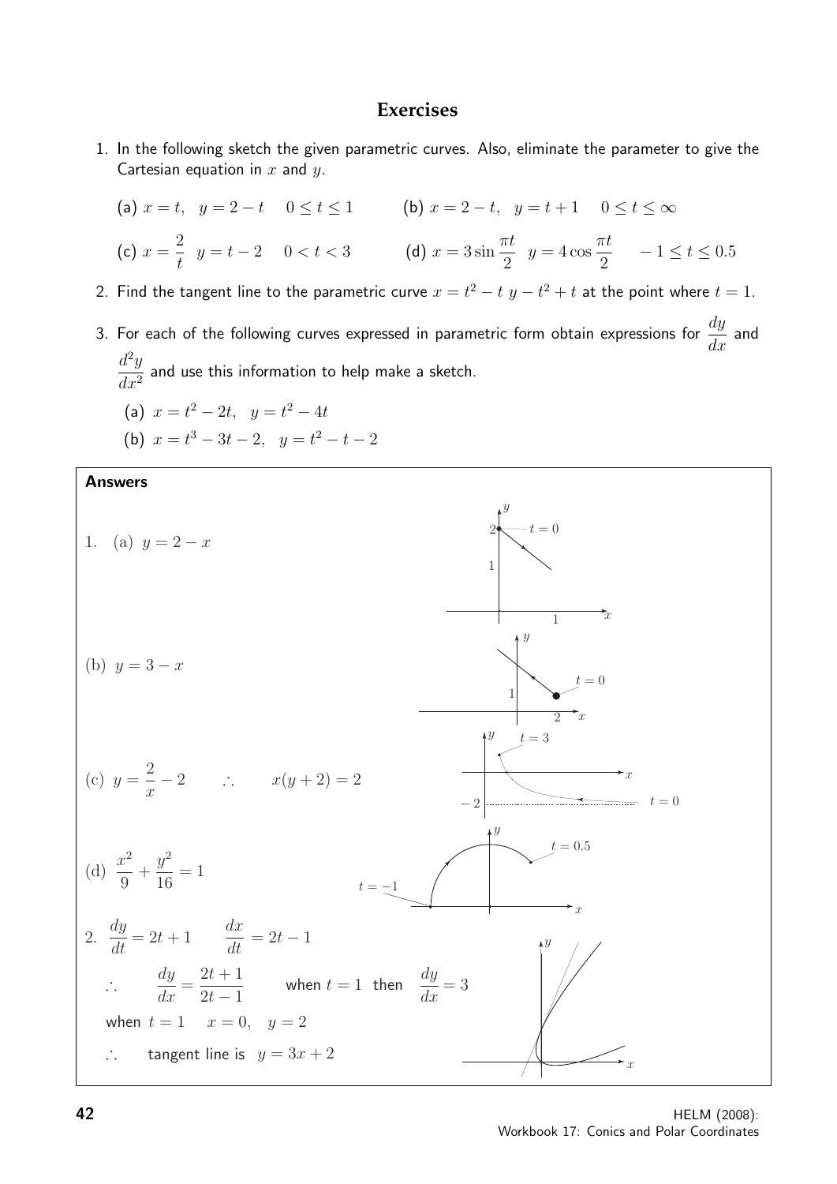# Exercises

1. In the following sketch the given parametric curves. Also, eliminate the parameter to give the Cartesian equation in $x$ and $y$.

   (a) $x = t, \quad y = 2 - t \quad 0 \leq t \leq 1$ (b) $x = 2 - t, \quad y = t + 1 \quad 0 \leq t \leq \infty$

   (c) $x = \dfrac{2}{t} \quad y = t - 2 \quad 0 < t < 3$ (d) $x = 3\sin\dfrac{\pi t}{2} \quad y = 4\cos\dfrac{\pi t}{2} \quad -1 \leq t \leq 0.5$

2. Find the tangent line to the parametric curve $x = t^2 - t \; y - t^2 + t$ at the point where $t = 1$.

3. For each of the following curves expressed in parametric form obtain expressions for $\dfrac{dy}{dx}$ and $\dfrac{d^2y}{dx^2}$ and use this information to help make a sketch.

   (a) $x = t^2 - 2t, \quad y = t^2 - 4t$

   (b) $x = t^3 - 3t - 2, \quad y = t^2 - t - 2$

## Answers

1. (a) $y = 2 - x$

(b) $y = 3 - x$

(c) $y = \dfrac{2}{x} - 2 \qquad \therefore \qquad x(y + 2) = 2$

(d) $\dfrac{x^2}{9} + \dfrac{y^2}{16} = 1$

2. $\dfrac{dy}{dt} = 2t + 1 \qquad \dfrac{dx}{dt} = 2t - 1$

$\therefore \qquad \dfrac{dy}{dx} = \dfrac{2t + 1}{2t - 1} \qquad$ when $t = 1$ then $\dfrac{dy}{dx} = 3$

when $t = 1 \quad x = 0, \quad y = 2$

$\therefore \qquad$ tangent line is $y = 3x + 2$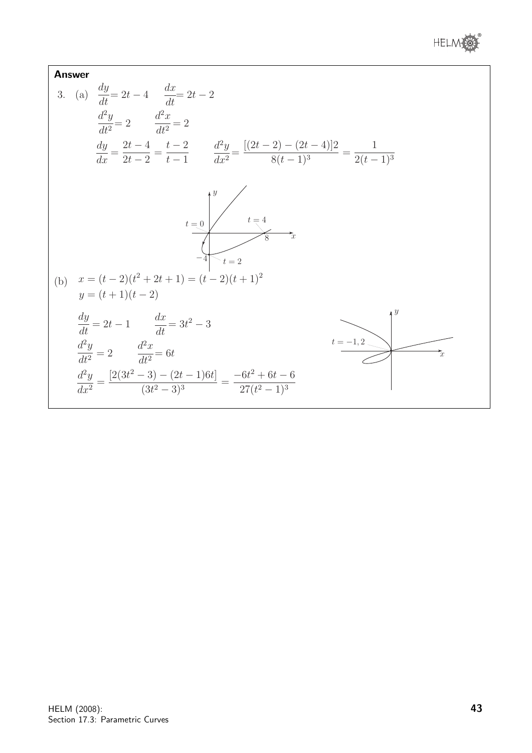**Answer**

3. (a) $\dfrac{dy}{dt} = 2t - 4 \qquad \dfrac{dx}{dt} = 2t - 2$

$\dfrac{d^2y}{dt^2} = 2 \qquad \dfrac{d^2x}{dt^2} = 2$

$\dfrac{dy}{dx} = \dfrac{2t-4}{2t-2} = \dfrac{t-2}{t-1} \qquad \dfrac{d^2y}{dx^2} = \dfrac{[(2t-2)-(2t-4)]2}{8(t-1)^3} = \dfrac{1}{2(t-1)^3}$

y
x
$t = 0$
$t = 4$
8
$-4$
$t = 2$

(b) $x = (t-2)(t^2 + 2t + 1) = (t-2)(t+1)^2$

$y = (t+1)(t-2)$

$\dfrac{dy}{dt} = 2t - 1 \qquad \dfrac{dx}{dt} = 3t^2 - 3$

$\dfrac{d^2y}{dt^2} = 2 \qquad \dfrac{d^2x}{dt^2} = 6t$

$\dfrac{d^2y}{dx^2} = \dfrac{[2(3t^2-3) - (2t-1)6t]}{(3t^2-3)^3} = \dfrac{-6t^2 + 6t - 6}{27(t^2-1)^3}$

y
x
$t = -1, 2$